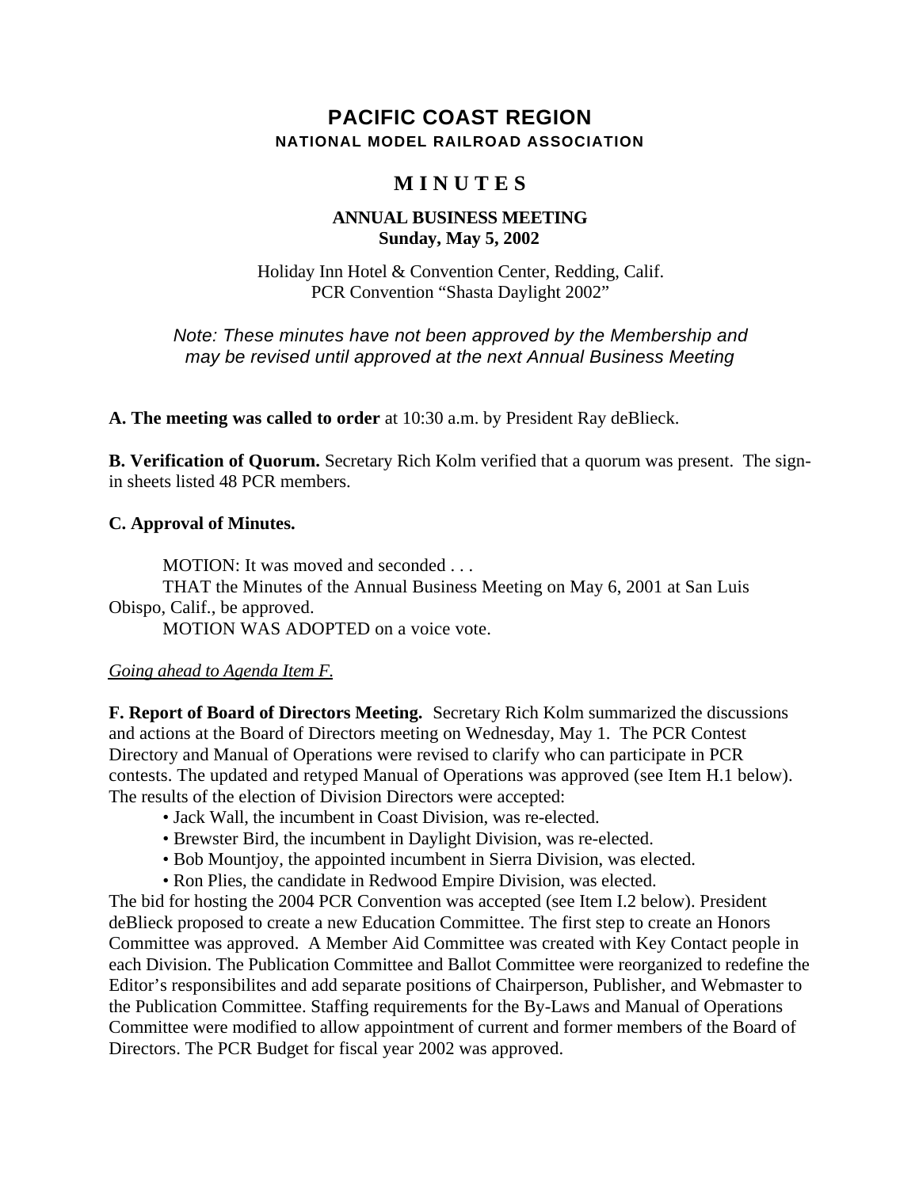# PACIFIC COAST REGION

### NATIONAL MODEL RAILROAD ASSOCIATION

## M I N U T E S

### ANNUAL BUSINESS MEETING
### Sunday, May 5, 2002

Holiday Inn Hotel & Convention Center, Redding, Calif.
PCR Convention "Shasta Daylight 2002"

*Note: These minutes have not been approved by the Membership and may be revised until approved at the next Annual Business Meeting*

**A. The meeting was called to order** at 10:30 a.m. by President Ray deBlieck.

**B. Verification of Quorum.** Secretary Rich Kolm verified that a quorum was present. The sign-in sheets listed 48 PCR members.

**C. Approval of Minutes.**

MOTION: It was moved and seconded . . .
THAT the Minutes of the Annual Business Meeting on May 6, 2001 at San Luis Obispo, Calif., be approved.
MOTION WAS ADOPTED on a voice vote.

*Going ahead to Agenda Item F.*

**F. Report of Board of Directors Meeting.** Secretary Rich Kolm summarized the discussions and actions at the Board of Directors meeting on Wednesday, May 1. The PCR Contest Directory and Manual of Operations were revised to clarify who can participate in PCR contests. The updated and retyped Manual of Operations was approved (see Item H.1 below). The results of the election of Division Directors were accepted:

- Jack Wall, the incumbent in Coast Division, was re-elected.
- Brewster Bird, the incumbent in Daylight Division, was re-elected.
- Bob Mountjoy, the appointed incumbent in Sierra Division, was elected.
- Ron Plies, the candidate in Redwood Empire Division, was elected.

The bid for hosting the 2004 PCR Convention was accepted (see Item I.2 below). President deBlieck proposed to create a new Education Committee. The first step to create an Honors Committee was approved. A Member Aid Committee was created with Key Contact people in each Division. The Publication Committee and Ballot Committee were reorganized to redefine the Editor's responsibilites and add separate positions of Chairperson, Publisher, and Webmaster to the Publication Committee. Staffing requirements for the By-Laws and Manual of Operations Committee were modified to allow appointment of current and former members of the Board of Directors. The PCR Budget for fiscal year 2002 was approved.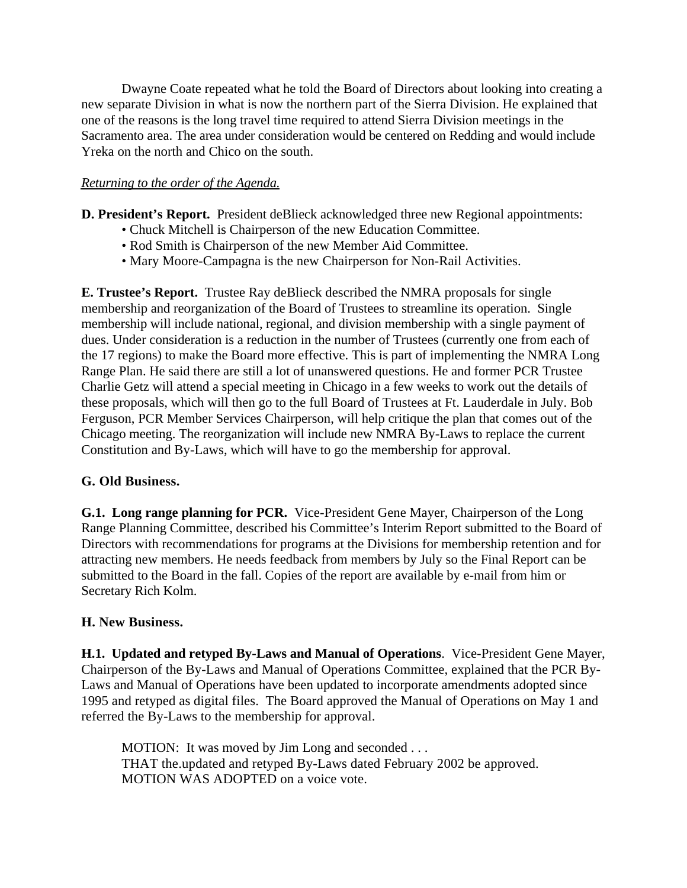Dwayne Coate repeated what he told the Board of Directors about looking into creating a new separate Division in what is now the northern part of the Sierra Division. He explained that one of the reasons is the long travel time required to attend Sierra Division meetings in the Sacramento area. The area under consideration would be centered on Redding and would include Yreka on the north and Chico on the south.

*Returning to the order of the Agenda.*

**D. President's Report.** President deBlieck acknowledged three new Regional appointments:

- Chuck Mitchell is Chairperson of the new Education Committee.
- Rod Smith is Chairperson of the new Member Aid Committee.
- Mary Moore-Campagna is the new Chairperson for Non-Rail Activities.

**E. Trustee's Report.** Trustee Ray deBlieck described the NMRA proposals for single membership and reorganization of the Board of Trustees to streamline its operation. Single membership will include national, regional, and division membership with a single payment of dues. Under consideration is a reduction in the number of Trustees (currently one from each of the 17 regions) to make the Board more effective. This is part of implementing the NMRA Long Range Plan. He said there are still a lot of unanswered questions. He and former PCR Trustee Charlie Getz will attend a special meeting in Chicago in a few weeks to work out the details of these proposals, which will then go to the full Board of Trustees at Ft. Lauderdale in July. Bob Ferguson, PCR Member Services Chairperson, will help critique the plan that comes out of the Chicago meeting. The reorganization will include new NMRA By-Laws to replace the current Constitution and By-Laws, which will have to go the membership for approval.

**G. Old Business.**

**G.1. Long range planning for PCR.** Vice-President Gene Mayer, Chairperson of the Long Range Planning Committee, described his Committee's Interim Report submitted to the Board of Directors with recommendations for programs at the Divisions for membership retention and for attracting new members. He needs feedback from members by July so the Final Report can be submitted to the Board in the fall. Copies of the report are available by e-mail from him or Secretary Rich Kolm.

**H. New Business.**

**H.1. Updated and retyped By-Laws and Manual of Operations**. Vice-President Gene Mayer, Chairperson of the By-Laws and Manual of Operations Committee, explained that the PCR By-Laws and Manual of Operations have been updated to incorporate amendments adopted since 1995 and retyped as digital files. The Board approved the Manual of Operations on May 1 and referred the By-Laws to the membership for approval.

> MOTION: It was moved by Jim Long and seconded . . .
> THAT the.updated and retyped By-Laws dated February 2002 be approved.
> MOTION WAS ADOPTED on a voice vote.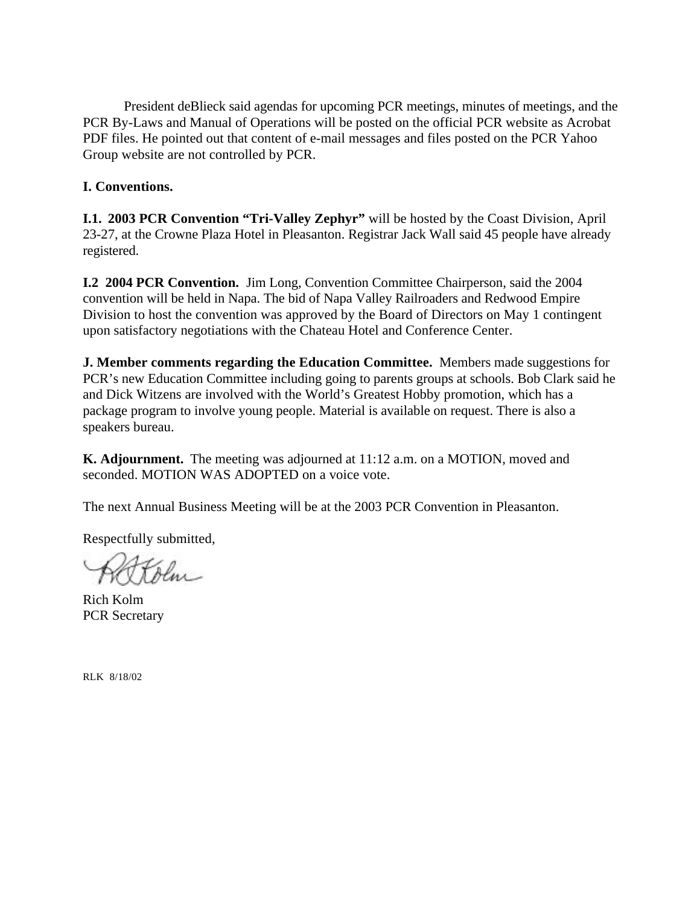President deBlieck said agendas for upcoming PCR meetings, minutes of meetings, and the PCR By-Laws and Manual of Operations will be posted on the official PCR website as Acrobat PDF files. He pointed out that content of e-mail messages and files posted on the PCR Yahoo Group website are not controlled by PCR.

**I. Conventions.**

**I.1. 2003 PCR Convention "Tri-Valley Zephyr"** will be hosted by the Coast Division, April 23-27, at the Crowne Plaza Hotel in Pleasanton. Registrar Jack Wall said 45 people have already registered.

**I.2 2004 PCR Convention.** Jim Long, Convention Committee Chairperson, said the 2004 convention will be held in Napa. The bid of Napa Valley Railroaders and Redwood Empire Division to host the convention was approved by the Board of Directors on May 1 contingent upon satisfactory negotiations with the Chateau Hotel and Conference Center.

**J. Member comments regarding the Education Committee.** Members made suggestions for PCR's new Education Committee including going to parents groups at schools. Bob Clark said he and Dick Witzens are involved with the World's Greatest Hobby promotion, which has a package program to involve young people. Material is available on request. There is also a speakers bureau.

**K. Adjournment.** The meeting was adjourned at 11:12 a.m. on a MOTION, moved and seconded. MOTION WAS ADOPTED on a voice vote.

The next Annual Business Meeting will be at the 2003 PCR Convention in Pleasanton.

Respectfully submitted,

Rich Kolm
PCR Secretary

RLK 8/18/02